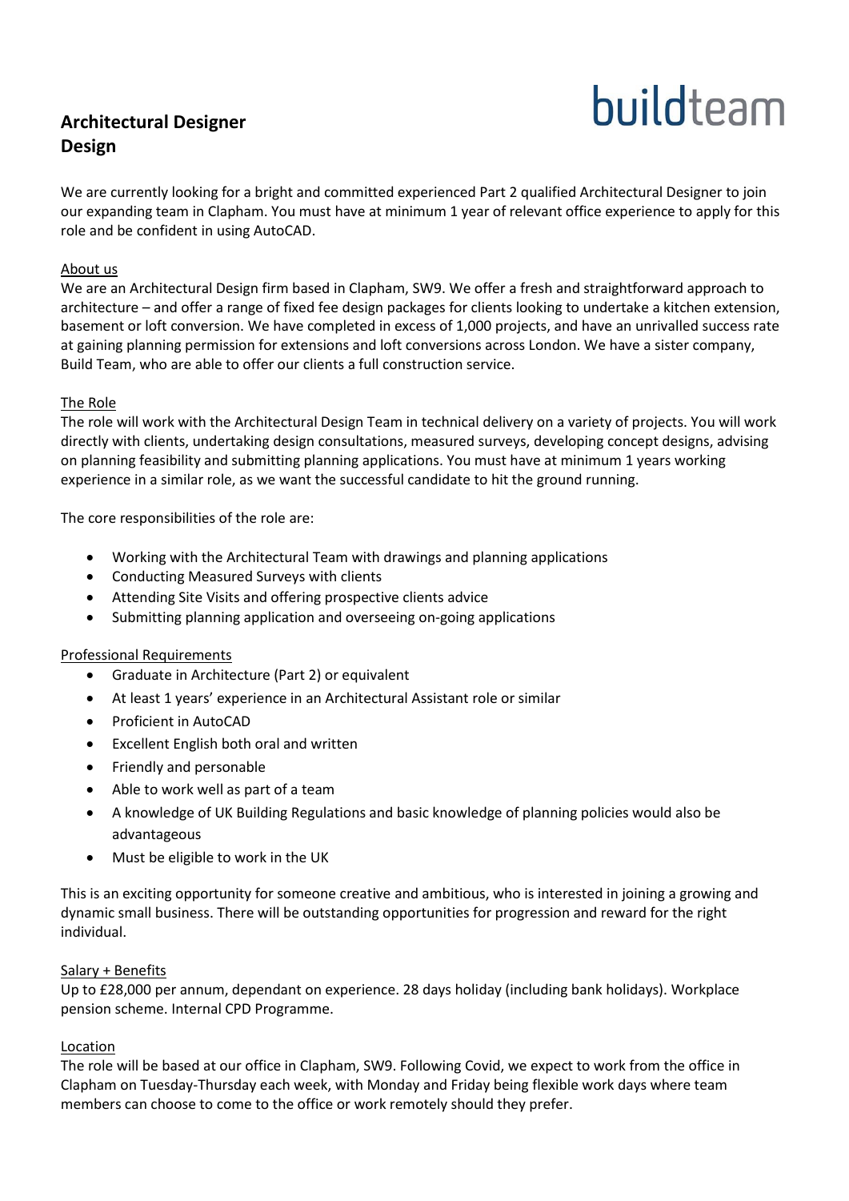buildteam

# Architectural Designer
# Design

We are currently looking for a bright and committed experienced Part 2 qualified Architectural Designer to join our expanding team in Clapham. You must have at minimum 1 year of relevant office experience to apply for this role and be confident in using AutoCAD.

## About us

We are an Architectural Design firm based in Clapham, SW9. We offer a fresh and straightforward approach to architecture – and offer a range of fixed fee design packages for clients looking to undertake a kitchen extension, basement or loft conversion. We have completed in excess of 1,000 projects, and have an unrivalled success rate at gaining planning permission for extensions and loft conversions across London. We have a sister company, Build Team, who are able to offer our clients a full construction service.

## The Role

The role will work with the Architectural Design Team in technical delivery on a variety of projects. You will work directly with clients, undertaking design consultations, measured surveys, developing concept designs, advising on planning feasibility and submitting planning applications. You must have at minimum 1 years working experience in a similar role, as we want the successful candidate to hit the ground running.

The core responsibilities of the role are:

- Working with the Architectural Team with drawings and planning applications
- Conducting Measured Surveys with clients
- Attending Site Visits and offering prospective clients advice
- Submitting planning application and overseeing on-going applications

## Professional Requirements

- Graduate in Architecture (Part 2) or equivalent
- At least 1 years' experience in an Architectural Assistant role or similar
- Proficient in AutoCAD
- Excellent English both oral and written
- Friendly and personable
- Able to work well as part of a team
- A knowledge of UK Building Regulations and basic knowledge of planning policies would also be advantageous
- Must be eligible to work in the UK

This is an exciting opportunity for someone creative and ambitious, who is interested in joining a growing and dynamic small business. There will be outstanding opportunities for progression and reward for the right individual.

## Salary + Benefits

Up to £28,000 per annum, dependant on experience. 28 days holiday (including bank holidays). Workplace pension scheme. Internal CPD Programme.

## Location

The role will be based at our office in Clapham, SW9. Following Covid, we expect to work from the office in Clapham on Tuesday-Thursday each week, with Monday and Friday being flexible work days where team members can choose to come to the office or work remotely should they prefer.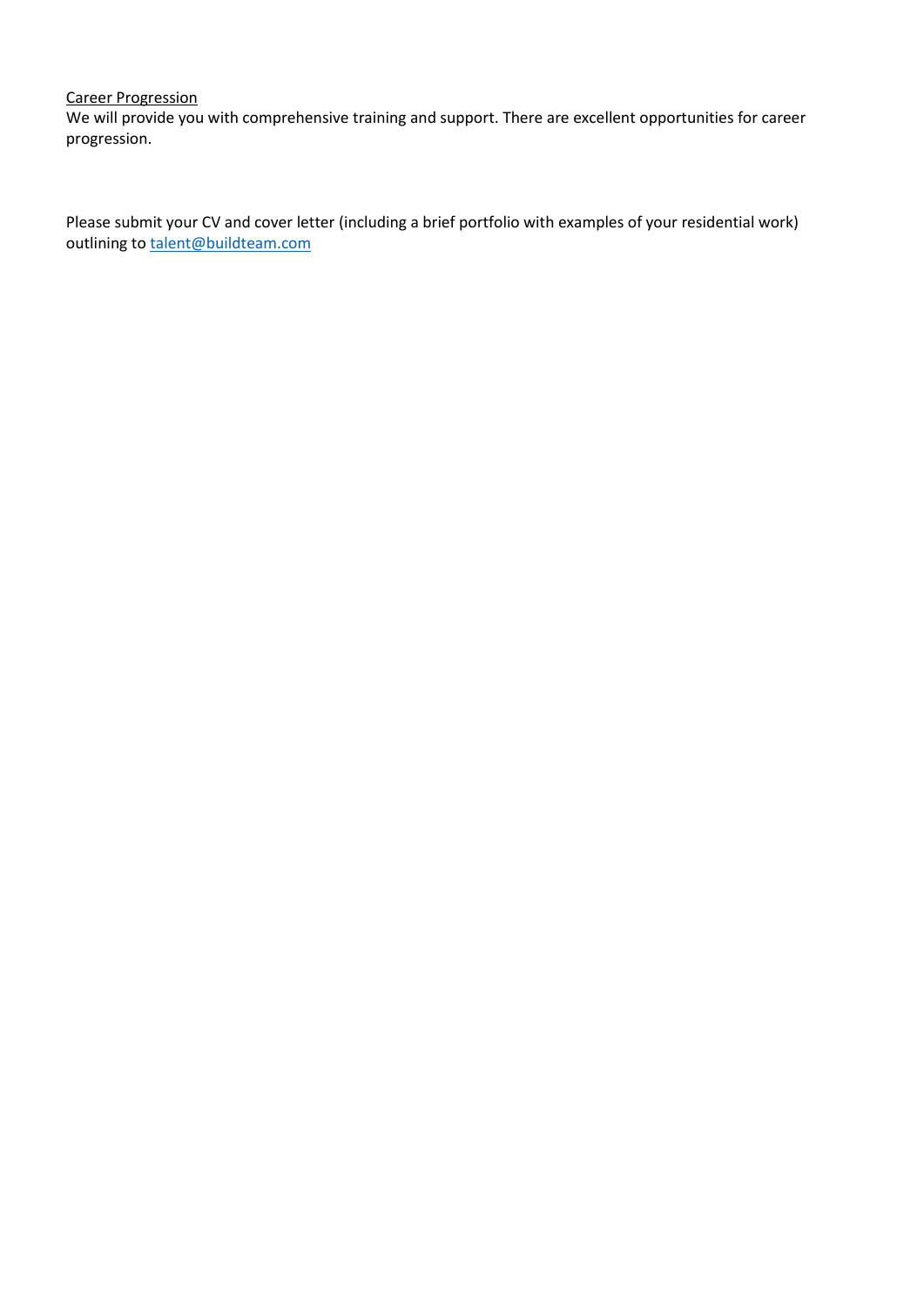Career Progression
We will provide you with comprehensive training and support. There are excellent opportunities for career progression.

Please submit your CV and cover letter (including a brief portfolio with examples of your residential work) outlining to talent@buildteam.com